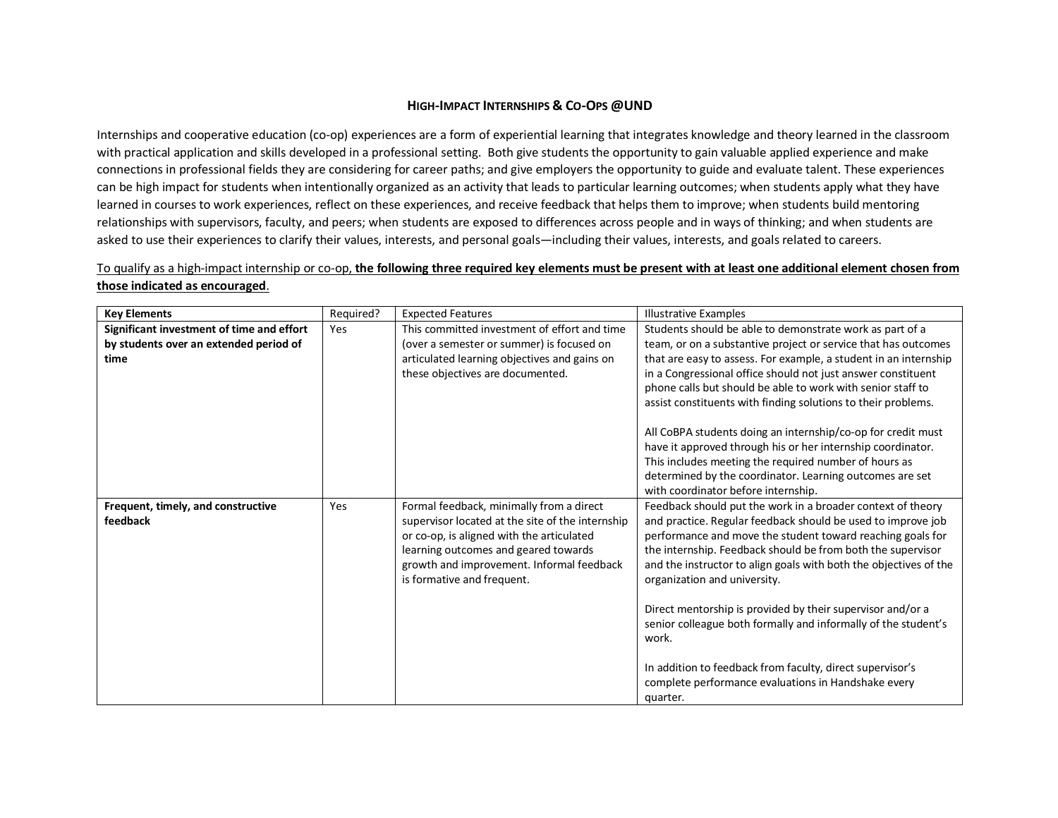# HIGH-IMPACT INTERNSHIPS & CO-OPS @UND

Internships and cooperative education (co-op) experiences are a form of experiential learning that integrates knowledge and theory learned in the classroom with practical application and skills developed in a professional setting. Both give students the opportunity to gain valuable applied experience and make connections in professional fields they are considering for career paths; and give employers the opportunity to guide and evaluate talent. These experiences can be high impact for students when intentionally organized as an activity that leads to particular learning outcomes; when students apply what they have learned in courses to work experiences, reflect on these experiences, and receive feedback that helps them to improve; when students build mentoring relationships with supervisors, faculty, and peers; when students are exposed to differences across people and in ways of thinking; and when students are asked to use their experiences to clarify their values, interests, and personal goals—including their values, interests, and goals related to careers.

<u>To qualify as a high-impact internship or co-op, **the following three required key elements must be present with at least one additional element chosen from those indicated as encouraged**.</u>

| Key Elements | Required? | Expected Features | Illustrative Examples |
|---|---|---|---|
| **Significant investment of time and effort by students over an extended period of time** | Yes | This committed investment of effort and time (over a semester or summer) is focused on articulated learning objectives and gains on these objectives are documented. | Students should be able to demonstrate work as part of a team, or on a substantive project or service that has outcomes that are easy to assess. For example, a student in an internship in a Congressional office should not just answer constituent phone calls but should be able to work with senior staff to assist constituents with finding solutions to their problems.<br><br>All CoBPA students doing an internship/co-op for credit must have it approved through his or her internship coordinator. This includes meeting the required number of hours as determined by the coordinator. Learning outcomes are set with coordinator before internship. |
| **Frequent, timely, and constructive feedback** | Yes | Formal feedback, minimally from a direct supervisor located at the site of the internship or co-op, is aligned with the articulated learning outcomes and geared towards growth and improvement. Informal feedback is formative and frequent. | Feedback should put the work in a broader context of theory and practice. Regular feedback should be used to improve job performance and move the student toward reaching goals for the internship. Feedback should be from both the supervisor and the instructor to align goals with both the objectives of the organization and university.<br><br>Direct mentorship is provided by their supervisor and/or a senior colleague both formally and informally of the student's work.<br><br>In addition to feedback from faculty, direct supervisor's complete performance evaluations in Handshake every quarter. |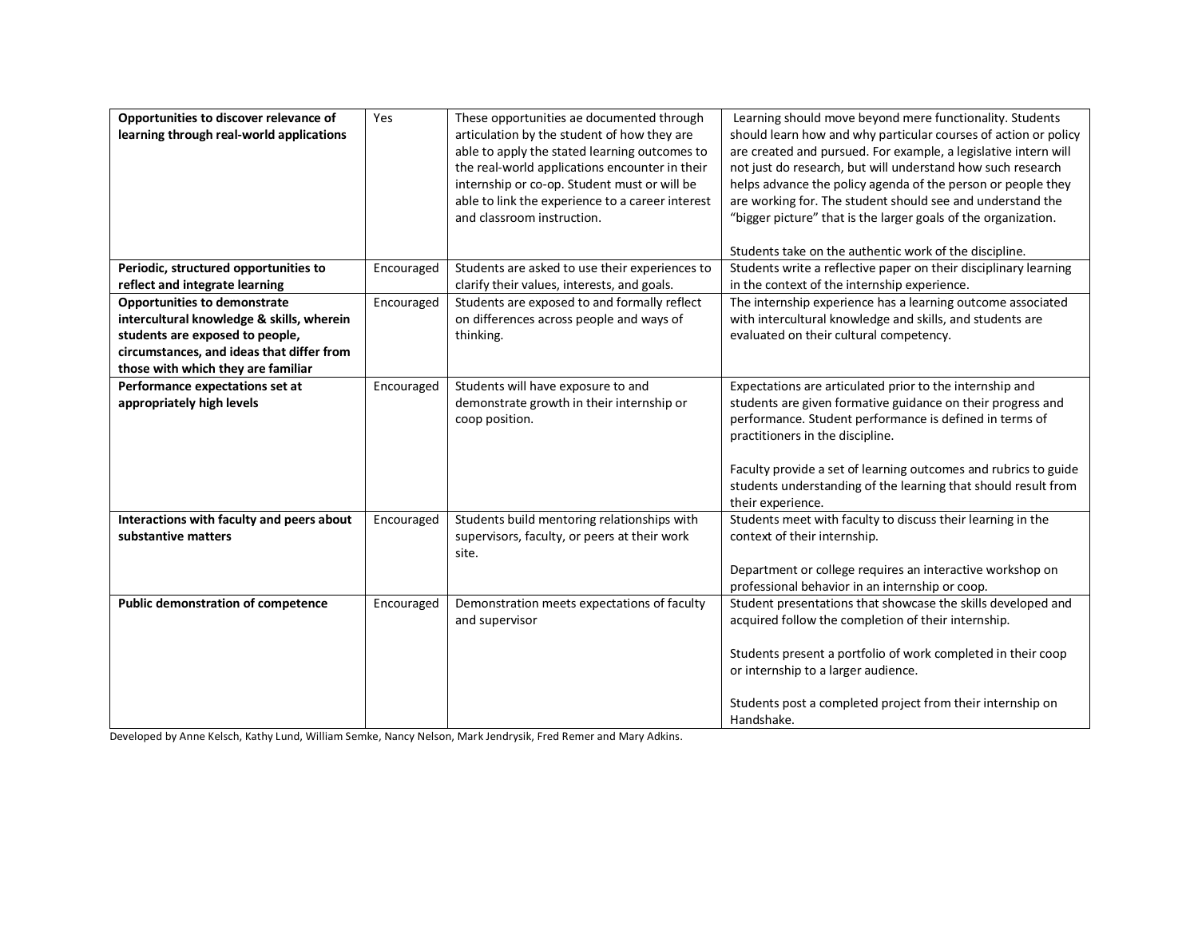| | | | |
|---|---|---|---|
| **Opportunities to discover relevance of learning through real-world applications** | Yes | These opportunities ae documented through articulation by the student of how they are able to apply the stated learning outcomes to the real-world applications encounter in their internship or co-op. Student must or will be able to link the experience to a career interest and classroom instruction. | Learning should move beyond mere functionality. Students should learn how and why particular courses of action or policy are created and pursued. For example, a legislative intern will not just do research, but will understand how such research helps advance the policy agenda of the person or people they are working for. The student should see and understand the "bigger picture" that is the larger goals of the organization.<br><br>Students take on the authentic work of the discipline. |
| **Periodic, structured opportunities to reflect and integrate learning** | Encouraged | Students are asked to use their experiences to clarify their values, interests, and goals. | Students write a reflective paper on their disciplinary learning in the context of the internship experience. |
| **Opportunities to demonstrate intercultural knowledge & skills, wherein students are exposed to people, circumstances, and ideas that differ from those with which they are familiar** | Encouraged | Students are exposed to and formally reflect on differences across people and ways of thinking. | The internship experience has a learning outcome associated with intercultural knowledge and skills, and students are evaluated on their cultural competency. |
| **Performance expectations set at appropriately high levels** | Encouraged | Students will have exposure to and demonstrate growth in their internship or coop position. | Expectations are articulated prior to the internship and students are given formative guidance on their progress and performance. Student performance is defined in terms of practitioners in the discipline.<br><br>Faculty provide a set of learning outcomes and rubrics to guide students understanding of the learning that should result from their experience. |
| **Interactions with faculty and peers about substantive matters** | Encouraged | Students build mentoring relationships with supervisors, faculty, or peers at their work site. | Students meet with faculty to discuss their learning in the context of their internship.<br><br>Department or college requires an interactive workshop on professional behavior in an internship or coop. |
| **Public demonstration of competence** | Encouraged | Demonstration meets expectations of faculty and supervisor | Student presentations that showcase the skills developed and acquired follow the completion of their internship.<br><br>Students present a portfolio of work completed in their coop or internship to a larger audience.<br><br>Students post a completed project from their internship on Handshake. |

Developed by Anne Kelsch, Kathy Lund, William Semke, Nancy Nelson, Mark Jendrysik, Fred Remer and Mary Adkins.